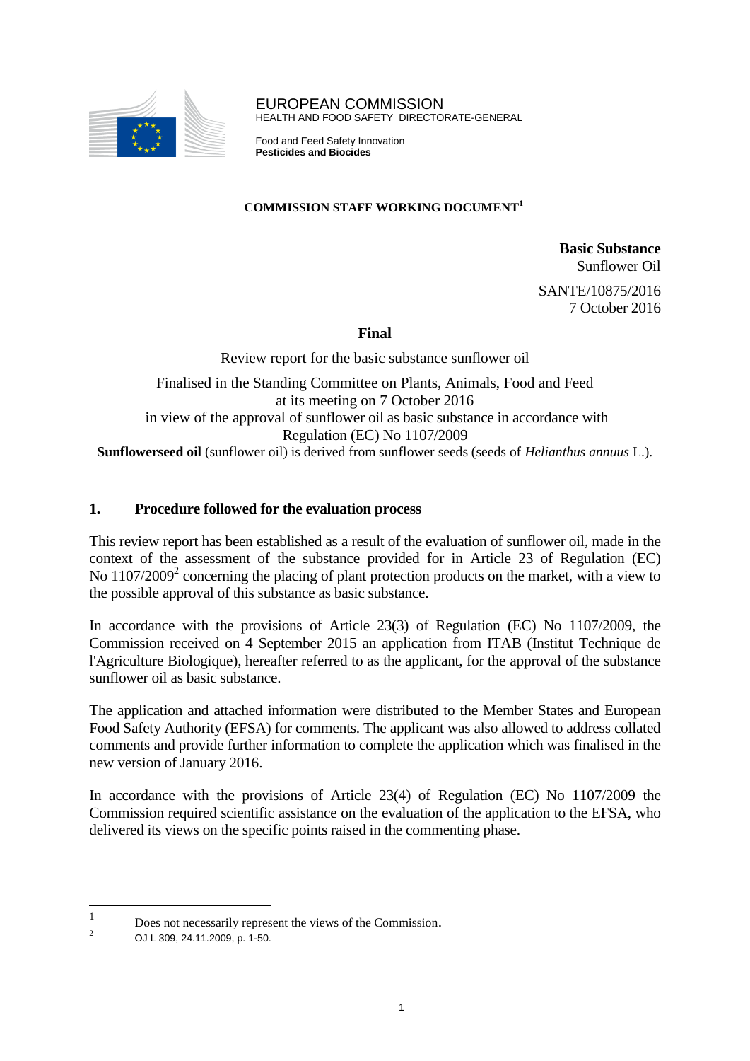EUROPEAN COMMISSION
HEALTH AND FOOD SAFETY DIRECTORATE-GENERAL

Food and Feed Safety Innovation
**Pesticides and Biocides**

**COMMISSION STAFF WORKING DOCUMENT**[1]

**Basic Substance**
Sunflower Oil

SANTE/10875/2016
7 October 2016

**Final**

Review report for the basic substance sunflower oil

Finalised in the Standing Committee on Plants, Animals, Food and Feed
at its meeting on 7 October 2016
in view of the approval of sunflower oil as basic substance in accordance with
Regulation (EC) No 1107/2009

**Sunflowerseed oil** (sunflower oil) is derived from sunflower seeds (seeds of *Helianthus annuus* L.).

## 1. Procedure followed for the evaluation process

This review report has been established as a result of the evaluation of sunflower oil, made in the context of the assessment of the substance provided for in Article 23 of Regulation (EC) No 1107/2009[2] concerning the placing of plant protection products on the market, with a view to the possible approval of this substance as basic substance.

In accordance with the provisions of Article 23(3) of Regulation (EC) No 1107/2009, the Commission received on 4 September 2015 an application from ITAB (Institut Technique de l'Agriculture Biologique), hereafter referred to as the applicant, for the approval of the substance sunflower oil as basic substance.

The application and attached information were distributed to the Member States and European Food Safety Authority (EFSA) for comments. The applicant was also allowed to address collated comments and provide further information to complete the application which was finalised in the new version of January 2016.

In accordance with the provisions of Article 23(4) of Regulation (EC) No 1107/2009 the Commission required scientific assistance on the evaluation of the application to the EFSA, who delivered its views on the specific points raised in the commenting phase.

---

[1] Does not necessarily represent the views of the Commission.

[2] OJ L 309, 24.11.2009, p. 1-50.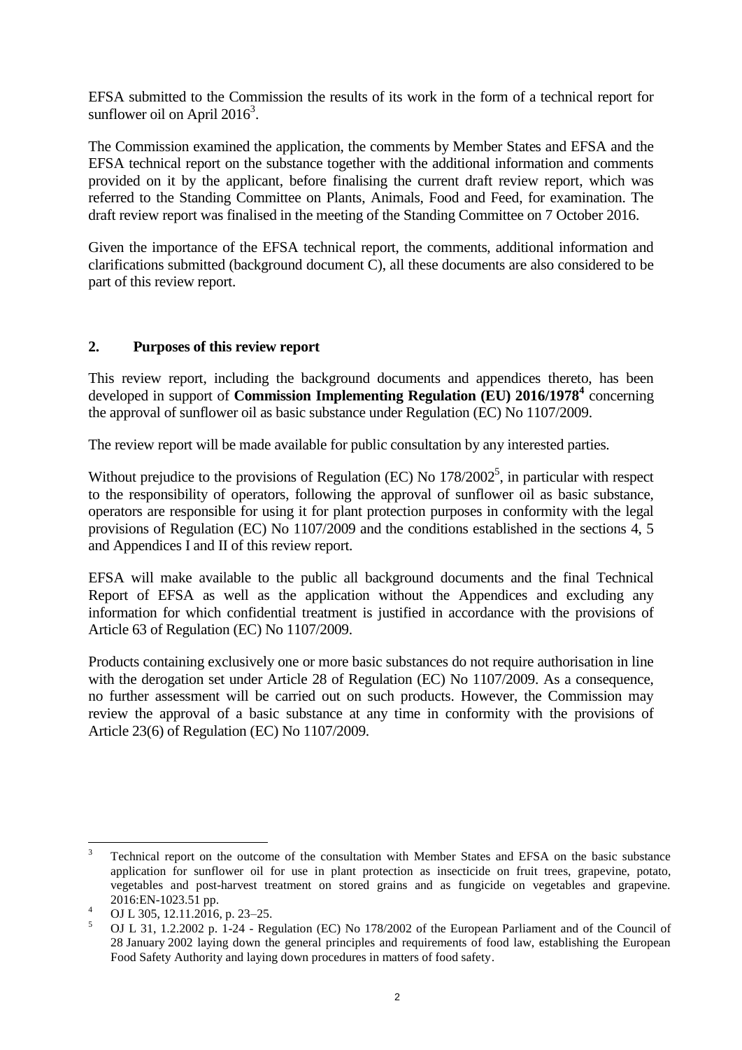EFSA submitted to the Commission the results of its work in the form of a technical report for sunflower oil on April 2016[3].

The Commission examined the application, the comments by Member States and EFSA and the EFSA technical report on the substance together with the additional information and comments provided on it by the applicant, before finalising the current draft review report, which was referred to the Standing Committee on Plants, Animals, Food and Feed, for examination. The draft review report was finalised in the meeting of the Standing Committee on 7 October 2016.

Given the importance of the EFSA technical report, the comments, additional information and clarifications submitted (background document C), all these documents are also considered to be part of this review report.

## 2. Purposes of this review report

This review report, including the background documents and appendices thereto, has been developed in support of **Commission Implementing Regulation (EU) 2016/1978[4]** concerning the approval of sunflower oil as basic substance under Regulation (EC) No 1107/2009.

The review report will be made available for public consultation by any interested parties.

Without prejudice to the provisions of Regulation (EC) No 178/2002[5], in particular with respect to the responsibility of operators, following the approval of sunflower oil as basic substance, operators are responsible for using it for plant protection purposes in conformity with the legal provisions of Regulation (EC) No 1107/2009 and the conditions established in the sections 4, 5 and Appendices I and II of this review report.

EFSA will make available to the public all background documents and the final Technical Report of EFSA as well as the application without the Appendices and excluding any information for which confidential treatment is justified in accordance with the provisions of Article 63 of Regulation (EC) No 1107/2009.

Products containing exclusively one or more basic substances do not require authorisation in line with the derogation set under Article 28 of Regulation (EC) No 1107/2009. As a consequence, no further assessment will be carried out on such products. However, the Commission may review the approval of a basic substance at any time in conformity with the provisions of Article 23(6) of Regulation (EC) No 1107/2009.

---

[3] Technical report on the outcome of the consultation with Member States and EFSA on the basic substance application for sunflower oil for use in plant protection as insecticide on fruit trees, grapevine, potato, vegetables and post-harvest treatment on stored grains and as fungicide on vegetables and grapevine. 2016:EN-1023.51 pp.

[4] OJ L 305, 12.11.2016, p. 23–25.

[5] OJ L 31, 1.2.2002 p. 1-24 - Regulation (EC) No 178/2002 of the European Parliament and of the Council of 28 January 2002 laying down the general principles and requirements of food law, establishing the European Food Safety Authority and laying down procedures in matters of food safety.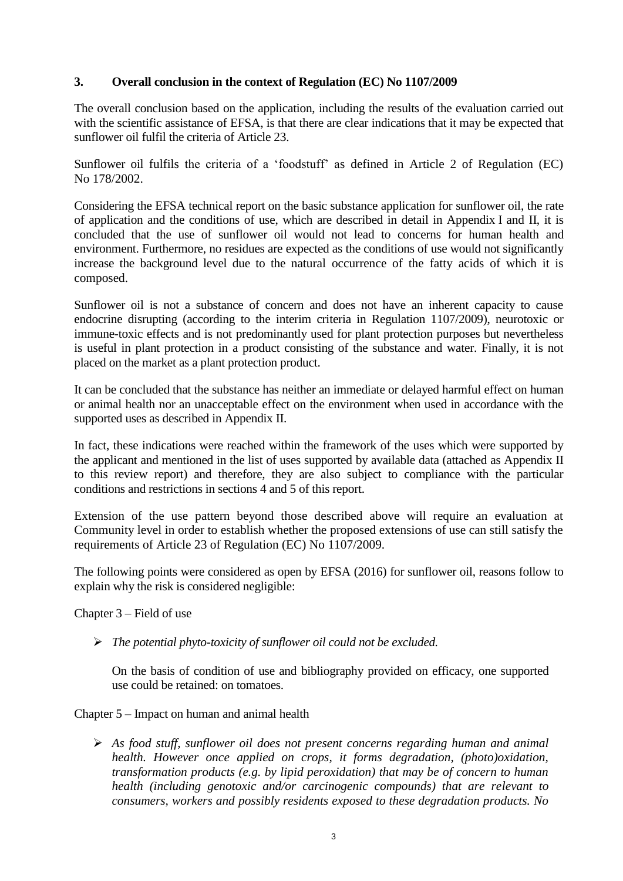## 3. Overall conclusion in the context of Regulation (EC) No 1107/2009

The overall conclusion based on the application, including the results of the evaluation carried out with the scientific assistance of EFSA, is that there are clear indications that it may be expected that sunflower oil fulfil the criteria of Article 23.

Sunflower oil fulfils the criteria of a 'foodstuff' as defined in Article 2 of Regulation (EC) No 178/2002.

Considering the EFSA technical report on the basic substance application for sunflower oil, the rate of application and the conditions of use, which are described in detail in Appendix I and II, it is concluded that the use of sunflower oil would not lead to concerns for human health and environment. Furthermore, no residues are expected as the conditions of use would not significantly increase the background level due to the natural occurrence of the fatty acids of which it is composed.

Sunflower oil is not a substance of concern and does not have an inherent capacity to cause endocrine disrupting (according to the interim criteria in Regulation 1107/2009), neurotoxic or immune-toxic effects and is not predominantly used for plant protection purposes but nevertheless is useful in plant protection in a product consisting of the substance and water. Finally, it is not placed on the market as a plant protection product.

It can be concluded that the substance has neither an immediate or delayed harmful effect on human or animal health nor an unacceptable effect on the environment when used in accordance with the supported uses as described in Appendix II.

In fact, these indications were reached within the framework of the uses which were supported by the applicant and mentioned in the list of uses supported by available data (attached as Appendix II to this review report) and therefore, they are also subject to compliance with the particular conditions and restrictions in sections 4 and 5 of this report.

Extension of the use pattern beyond those described above will require an evaluation at Community level in order to establish whether the proposed extensions of use can still satisfy the requirements of Article 23 of Regulation (EC) No 1107/2009.

The following points were considered as open by EFSA (2016) for sunflower oil, reasons follow to explain why the risk is considered negligible:

Chapter 3 – Field of use

- *The potential phyto-toxicity of sunflower oil could not be excluded.*

  On the basis of condition of use and bibliography provided on efficacy, one supported use could be retained: on tomatoes.

Chapter 5 – Impact on human and animal health

- *As food stuff, sunflower oil does not present concerns regarding human and animal health. However once applied on crops, it forms degradation, (photo)oxidation, transformation products (e.g. by lipid peroxidation) that may be of concern to human health (including genotoxic and/or carcinogenic compounds) that are relevant to consumers, workers and possibly residents exposed to these degradation products. No*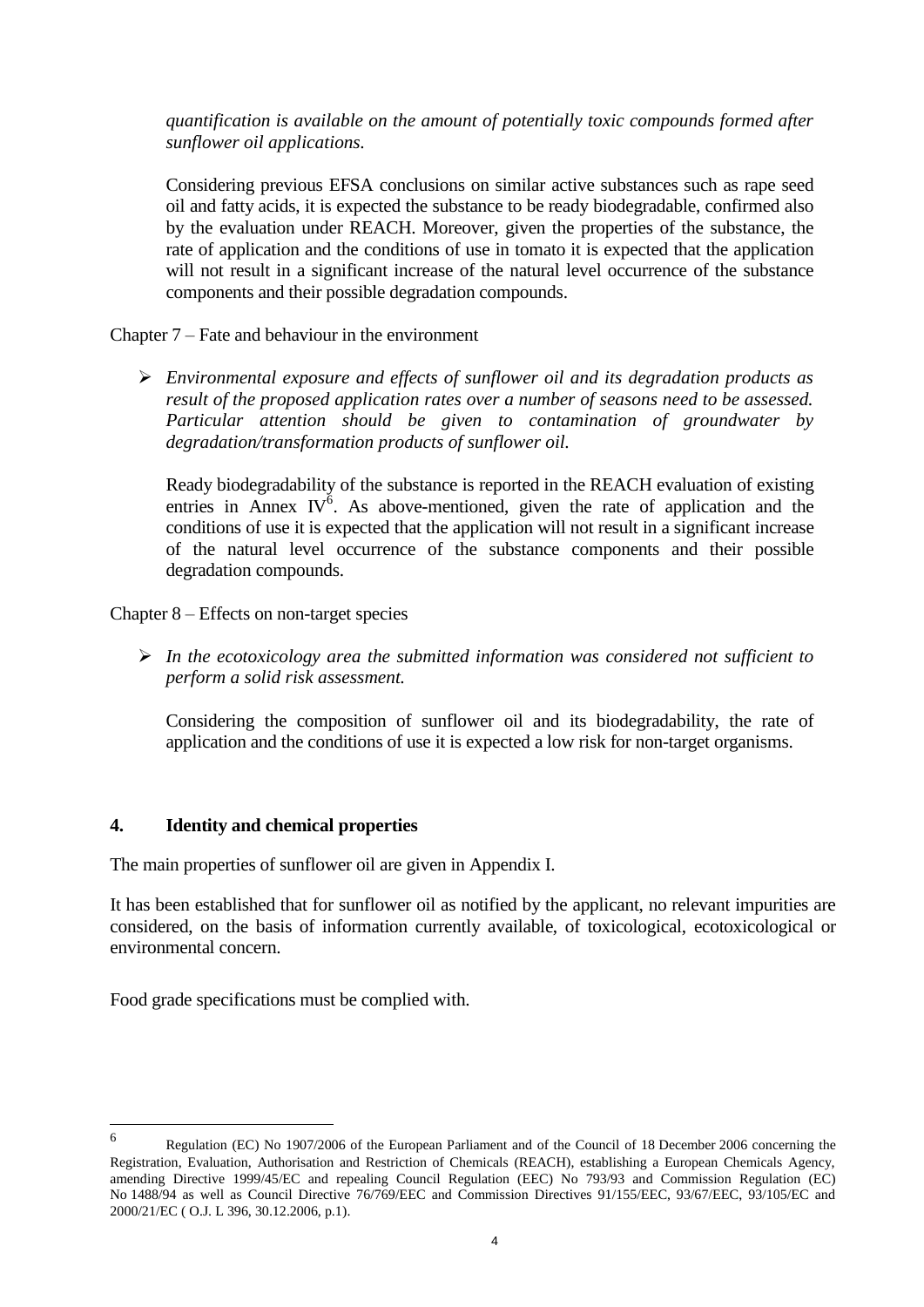*quantification is available on the amount of potentially toxic compounds formed after sunflower oil applications.*

Considering previous EFSA conclusions on similar active substances such as rape seed oil and fatty acids, it is expected the substance to be ready biodegradable, confirmed also by the evaluation under REACH. Moreover, given the properties of the substance, the rate of application and the conditions of use in tomato it is expected that the application will not result in a significant increase of the natural level occurrence of the substance components and their possible degradation compounds.

Chapter 7 – Fate and behaviour in the environment

- *Environmental exposure and effects of sunflower oil and its degradation products as result of the proposed application rates over a number of seasons need to be assessed. Particular attention should be given to contamination of groundwater by degradation/transformation products of sunflower oil.*

  Ready biodegradability of the substance is reported in the REACH evaluation of existing entries in Annex IV[6]. As above-mentioned, given the rate of application and the conditions of use it is expected that the application will not result in a significant increase of the natural level occurrence of the substance components and their possible degradation compounds.

Chapter 8 – Effects on non-target species

- *In the ecotoxicology area the submitted information was considered not sufficient to perform a solid risk assessment.*

  Considering the composition of sunflower oil and its biodegradability, the rate of application and the conditions of use it is expected a low risk for non-target organisms.

## 4. Identity and chemical properties

The main properties of sunflower oil are given in Appendix I.

It has been established that for sunflower oil as notified by the applicant, no relevant impurities are considered, on the basis of information currently available, of toxicological, ecotoxicological or environmental concern.

Food grade specifications must be complied with.

---

[6] Regulation (EC) No 1907/2006 of the European Parliament and of the Council of 18 December 2006 concerning the Registration, Evaluation, Authorisation and Restriction of Chemicals (REACH), establishing a European Chemicals Agency, amending Directive 1999/45/EC and repealing Council Regulation (EEC) No 793/93 and Commission Regulation (EC) No 1488/94 as well as Council Directive 76/769/EEC and Commission Directives 91/155/EEC, 93/67/EEC, 93/105/EC and 2000/21/EC ( O.J. L 396, 30.12.2006, p.1).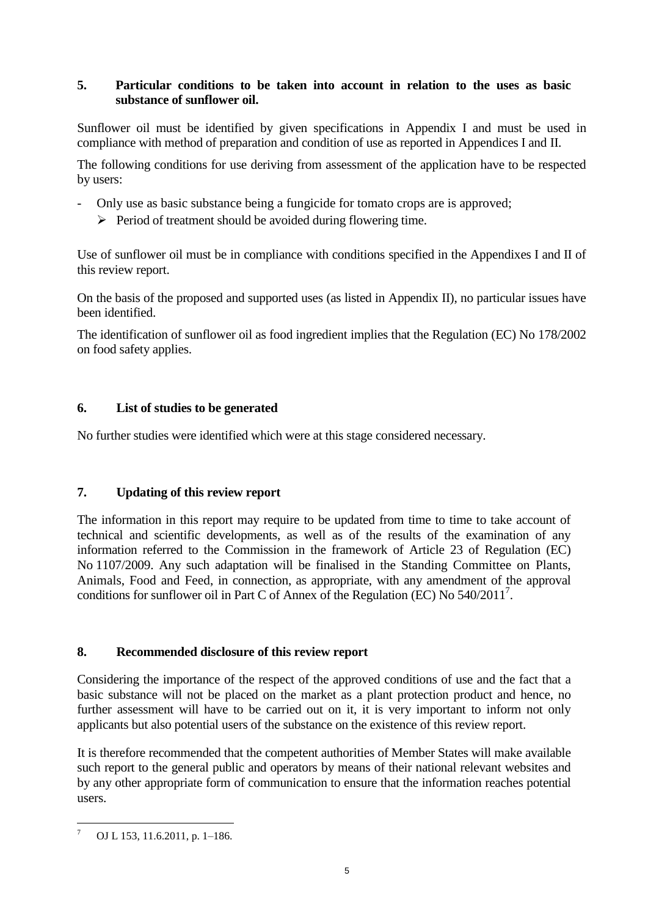## 5. Particular conditions to be taken into account in relation to the uses as basic substance of sunflower oil.

Sunflower oil must be identified by given specifications in Appendix I and must be used in compliance with method of preparation and condition of use as reported in Appendices I and II.

The following conditions for use deriving from assessment of the application have to be respected by users:

- Only use as basic substance being a fungicide for tomato crops are is approved;
  - Period of treatment should be avoided during flowering time.

Use of sunflower oil must be in compliance with conditions specified in the Appendixes I and II of this review report.

On the basis of the proposed and supported uses (as listed in Appendix II), no particular issues have been identified.

The identification of sunflower oil as food ingredient implies that the Regulation (EC) No 178/2002 on food safety applies.

## 6. List of studies to be generated

No further studies were identified which were at this stage considered necessary.

## 7. Updating of this review report

The information in this report may require to be updated from time to time to take account of technical and scientific developments, as well as of the results of the examination of any information referred to the Commission in the framework of Article 23 of Regulation (EC) No 1107/2009. Any such adaptation will be finalised in the Standing Committee on Plants, Animals, Food and Feed, in connection, as appropriate, with any amendment of the approval conditions for sunflower oil in Part C of Annex of the Regulation (EC) No 540/2011[7].

## 8. Recommended disclosure of this review report

Considering the importance of the respect of the approved conditions of use and the fact that a basic substance will not be placed on the market as a plant protection product and hence, no further assessment will have to be carried out on it, it is very important to inform not only applicants but also potential users of the substance on the existence of this review report.

It is therefore recommended that the competent authorities of Member States will make available such report to the general public and operators by means of their national relevant websites and by any other appropriate form of communication to ensure that the information reaches potential users.

---

[7] OJ L 153, 11.6.2011, p. 1–186.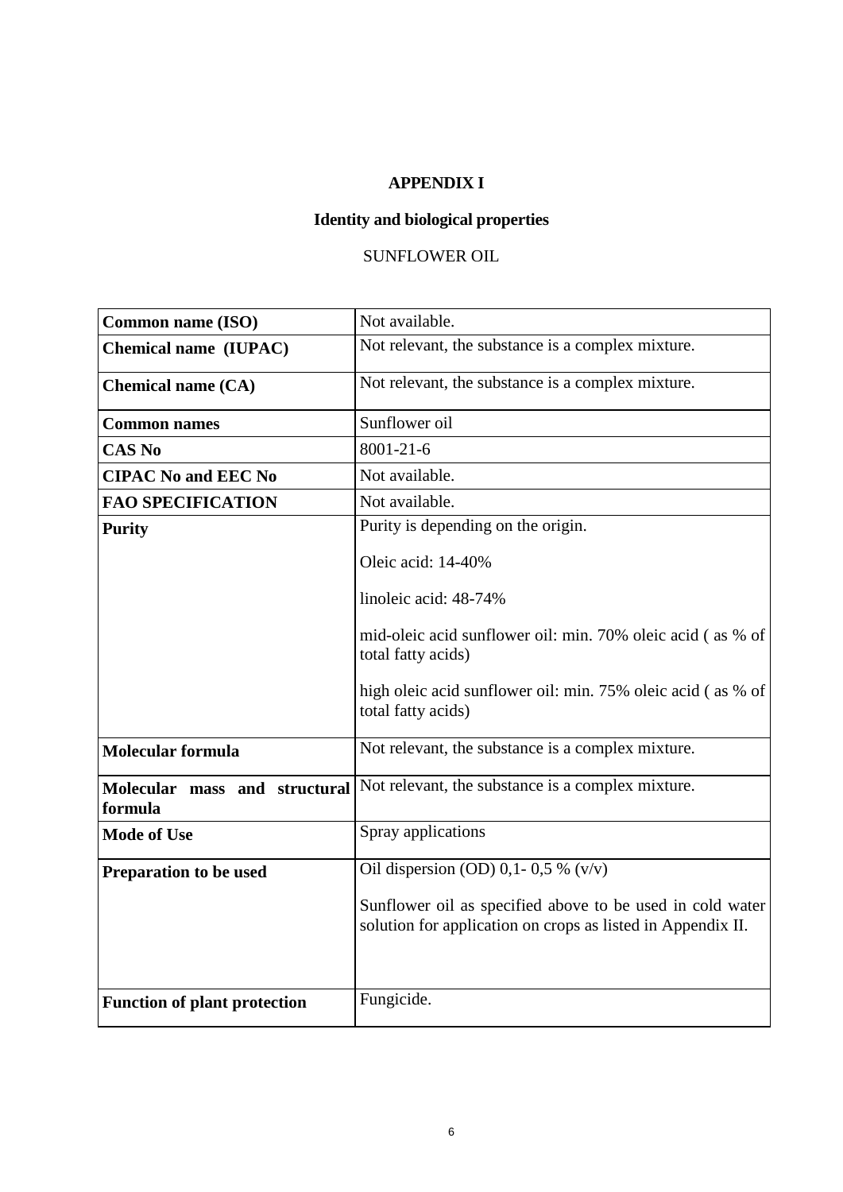# APPENDIX I

## Identity and biological properties

SUNFLOWER OIL

| | |
|---|---|
| **Common name (ISO)** | Not available. |
| **Chemical name (IUPAC)** | Not relevant, the substance is a complex mixture. |
| **Chemical name (CA)** | Not relevant, the substance is a complex mixture. |
| **Common names** | Sunflower oil |
| **CAS No** | 8001-21-6 |
| **CIPAC No and EEC No** | Not available. |
| **FAO SPECIFICATION** | Not available. |
| **Purity** | Purity is depending on the origin.<br><br>Oleic acid: 14-40%<br><br>linoleic acid: 48-74%<br><br>mid-oleic acid sunflower oil: min. 70% oleic acid ( as % of total fatty acids)<br><br>high oleic acid sunflower oil: min. 75% oleic acid ( as % of total fatty acids) |
| **Molecular formula** | Not relevant, the substance is a complex mixture. |
| **Molecular mass and structural formula** | Not relevant, the substance is a complex mixture. |
| **Mode of Use** | Spray applications |
| **Preparation to be used** | Oil dispersion (OD) 0,1- 0,5 % (v/v)<br><br>Sunflower oil as specified above to be used in cold water solution for application on crops as listed in Appendix II. |
| **Function of plant protection** | Fungicide. |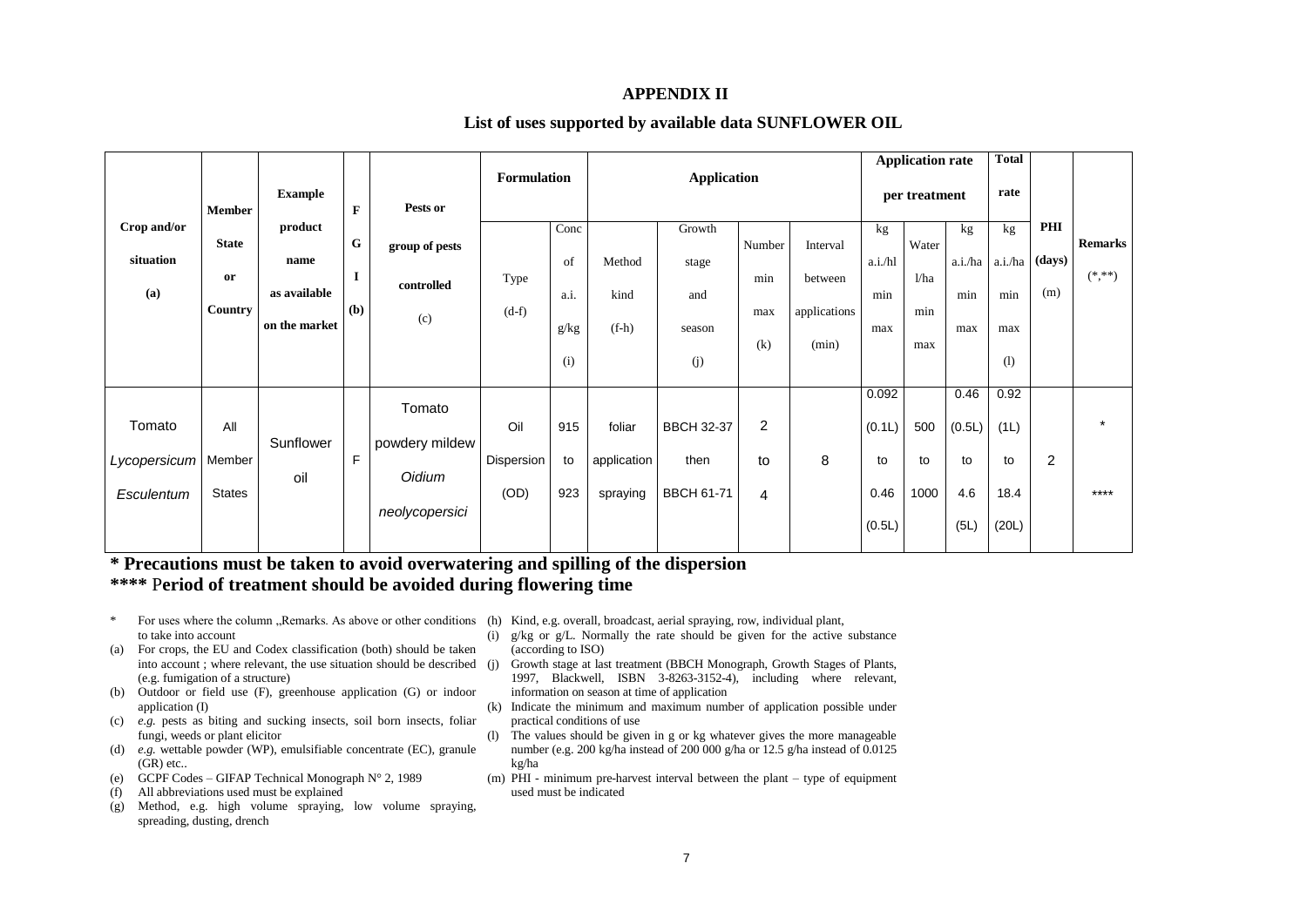## APPENDIX II

### List of uses supported by available data SUNFLOWER OIL

| Crop and/or situation (a) | Member State or Country | Example product name as available on the market | F G I (b) | Pests or group of pests controlled (c) | Formulation | | Application | | | | Application rate per treatment | | | Total rate | PHI (days) (m) | Remarks (*,**) |
|---|---|---|---|---|---|---|---|---|---|---|---|---|---|---|---|---|
| | | | | | Type (d-f) | Conc of a.i. g/kg (i) | Method kind (f-h) | Growth stage and season (j) | Number min max (k) | Interval between applications (min) | kg a.i./hl min max | Water l/ha min max | kg a.i./ha min max | kg a.i./ha min max (l) | | |
| Tomato *Lycopersicum Esculentum* | All Member States | Sunflower oil | F | Tomato powdery mildew *Oidium neolycopersici* | Oil Dispersion (OD) | 915 to 923 | foliar application spraying | BBCH 32-37 then BBCH 61-71 | 2 to 4 | 8 | 0.092 (0.1L) to 0.46 (0.5L) | 500 to 1000 | 0.46 (0.5L) to 4.6 (5L) | 0.92 (1L) to 18.4 (20L) | 2 | * **** |

**\* Precautions must be taken to avoid overwatering and spilling of the dispersion**

**\*\*\*\* Period of treatment should be avoided during flowering time**

\* For uses where the column „Remarks. As above or other conditions to take into account
(a) For crops, the EU and Codex classification (both) should be taken into account ; where relevant, the use situation should be described (e.g. fumigation of a structure)
(b) Outdoor or field use (F), greenhouse application (G) or indoor application (I)
(c) *e.g.* pests as biting and sucking insects, soil born insects, foliar fungi, weeds or plant elicitor
(d) *e.g.* wettable powder (WP), emulsifiable concentrate (EC), granule (GR) etc..
(e) GCPF Codes – GIFAP Technical Monograph N° 2, 1989
(f) All abbreviations used must be explained
(g) Method, e.g. high volume spraying, low volume spraying, spreading, dusting, drench
(h) Kind, e.g. overall, broadcast, aerial spraying, row, individual plant,
(i) g/kg or g/L. Normally the rate should be given for the active substance (according to ISO)
(j) Growth stage at last treatment (BBCH Monograph, Growth Stages of Plants, 1997, Blackwell, ISBN 3-8263-3152-4), including where relevant, information on season at time of application
(k) Indicate the minimum and maximum number of application possible under practical conditions of use
(l) The values should be given in g or kg whatever gives the more manageable number (e.g. 200 kg/ha instead of 200 000 g/ha or 12.5 g/ha instead of 0.0125 kg/ha
(m) PHI - minimum pre-harvest interval between the plant – type of equipment used must be indicated